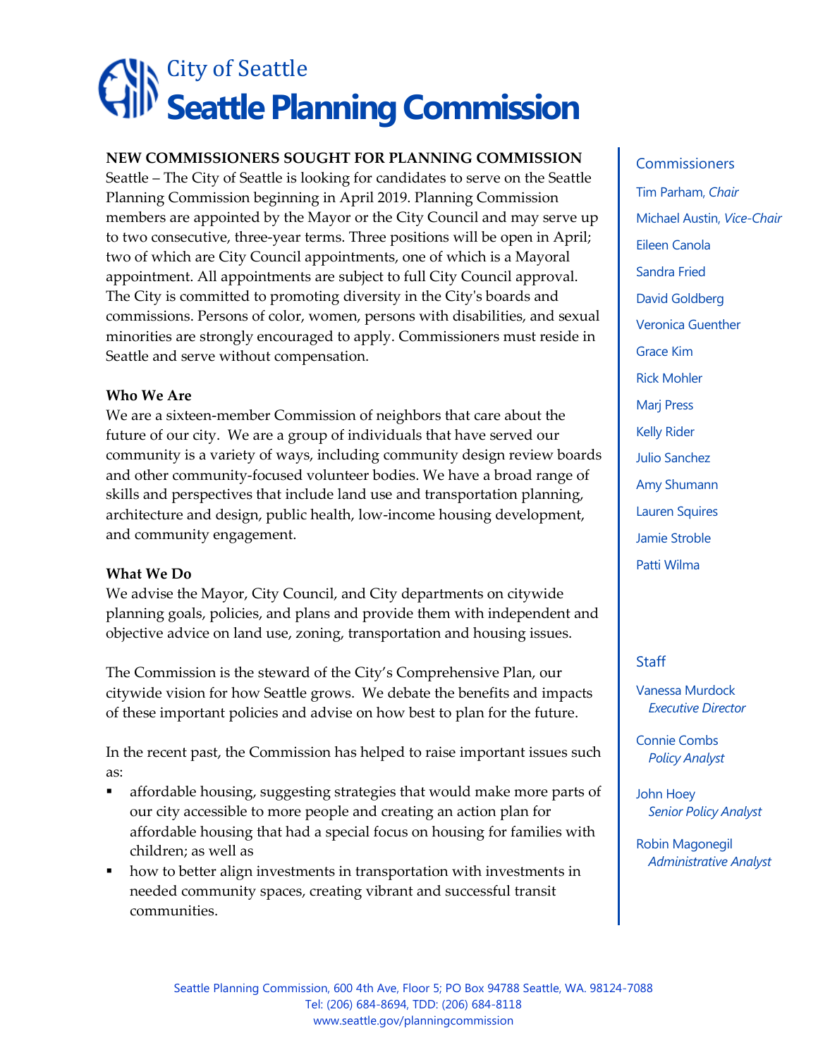# City of Seattle
# Seattle Planning Commission

**NEW COMMISSIONERS SOUGHT FOR PLANNING COMMISSION**

Seattle – The City of Seattle is looking for candidates to serve on the Seattle Planning Commission beginning in April 2019. Planning Commission members are appointed by the Mayor or the City Council and may serve up to two consecutive, three-year terms. Three positions will be open in April; two of which are City Council appointments, one of which is a Mayoral appointment. All appointments are subject to full City Council approval. The City is committed to promoting diversity in the City's boards and commissions. Persons of color, women, persons with disabilities, and sexual minorities are strongly encouraged to apply. Commissioners must reside in Seattle and serve without compensation.

**Who We Are**

We are a sixteen-member Commission of neighbors that care about the future of our city. We are a group of individuals that have served our community is a variety of ways, including community design review boards and other community-focused volunteer bodies. We have a broad range of skills and perspectives that include land use and transportation planning, architecture and design, public health, low-income housing development, and community engagement.

**What We Do**

We advise the Mayor, City Council, and City departments on citywide planning goals, policies, and plans and provide them with independent and objective advice on land use, zoning, transportation and housing issues.

The Commission is the steward of the City's Comprehensive Plan, our citywide vision for how Seattle grows. We debate the benefits and impacts of these important policies and advise on how best to plan for the future.

In the recent past, the Commission has helped to raise important issues such as:

- affordable housing, suggesting strategies that would make more parts of our city accessible to more people and creating an action plan for affordable housing that had a special focus on housing for families with children; as well as
- how to better align investments in transportation with investments in needed community spaces, creating vibrant and successful transit communities.

## Commissioners

Tim Parham, *Chair*
Michael Austin, *Vice-Chair*
Eileen Canola
Sandra Fried
David Goldberg
Veronica Guenther
Grace Kim
Rick Mohler
Marj Press
Kelly Rider
Julio Sanchez
Amy Shumann
Lauren Squires
Jamie Stroble
Patti Wilma

## Staff

Vanessa Murdock
*Executive Director*

Connie Combs
*Policy Analyst*

John Hoey
*Senior Policy Analyst*

Robin Magonegil
*Administrative Analyst*

Seattle Planning Commission, 600 4th Ave, Floor 5; PO Box 94788 Seattle, WA. 98124-7088
Tel: (206) 684-8694, TDD: (206) 684-8118
www.seattle.gov/planningcommission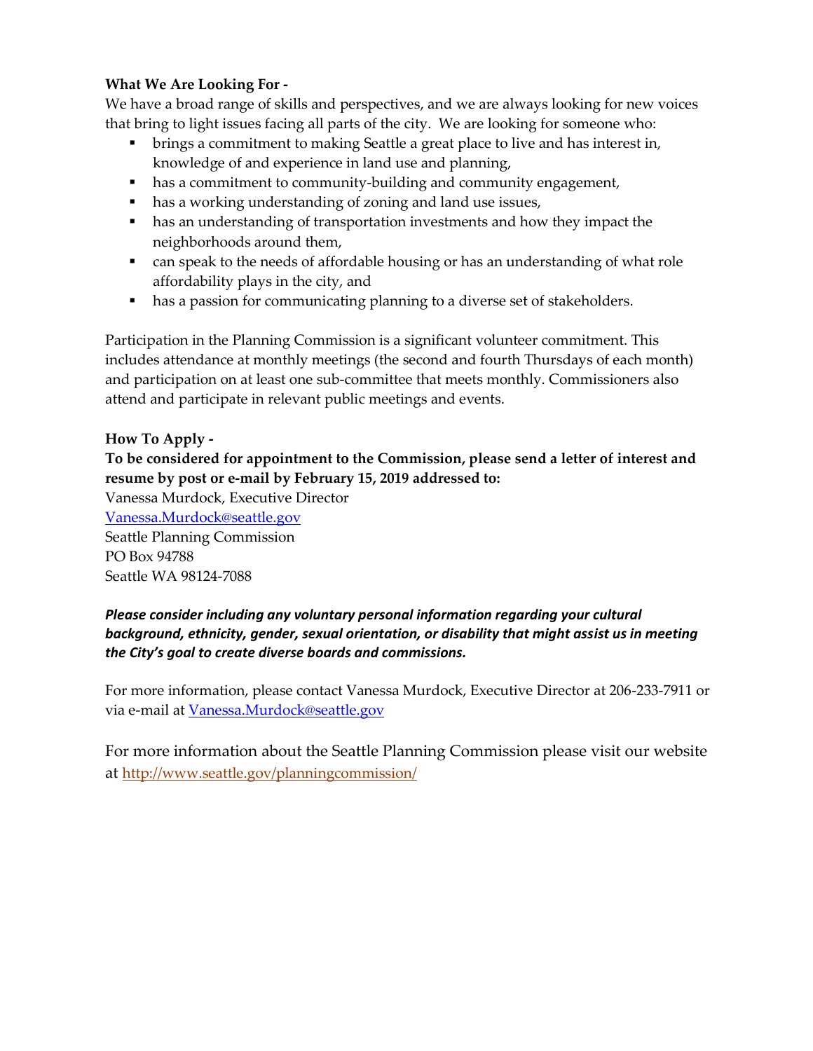**What We Are Looking For -**

We have a broad range of skills and perspectives, and we are always looking for new voices that bring to light issues facing all parts of the city. We are looking for someone who:

- brings a commitment to making Seattle a great place to live and has interest in, knowledge of and experience in land use and planning,
- has a commitment to community-building and community engagement,
- has a working understanding of zoning and land use issues,
- has an understanding of transportation investments and how they impact the neighborhoods around them,
- can speak to the needs of affordable housing or has an understanding of what role affordability plays in the city, and
- has a passion for communicating planning to a diverse set of stakeholders.

Participation in the Planning Commission is a significant volunteer commitment. This includes attendance at monthly meetings (the second and fourth Thursdays of each month) and participation on at least one sub-committee that meets monthly. Commissioners also attend and participate in relevant public meetings and events.

**How To Apply -**

**To be considered for appointment to the Commission, please send a letter of interest and resume by post or e-mail by February 15, 2019 addressed to:**

Vanessa Murdock, Executive Director
Vanessa.Murdock@seattle.gov
Seattle Planning Commission
PO Box 94788
Seattle WA 98124-7088

***Please consider including any voluntary personal information regarding your cultural background, ethnicity, gender, sexual orientation, or disability that might assist us in meeting the City's goal to create diverse boards and commissions.***

For more information, please contact Vanessa Murdock, Executive Director at 206-233-7911 or via e-mail at Vanessa.Murdock@seattle.gov

For more information about the Seattle Planning Commission please visit our website at http://www.seattle.gov/planningcommission/